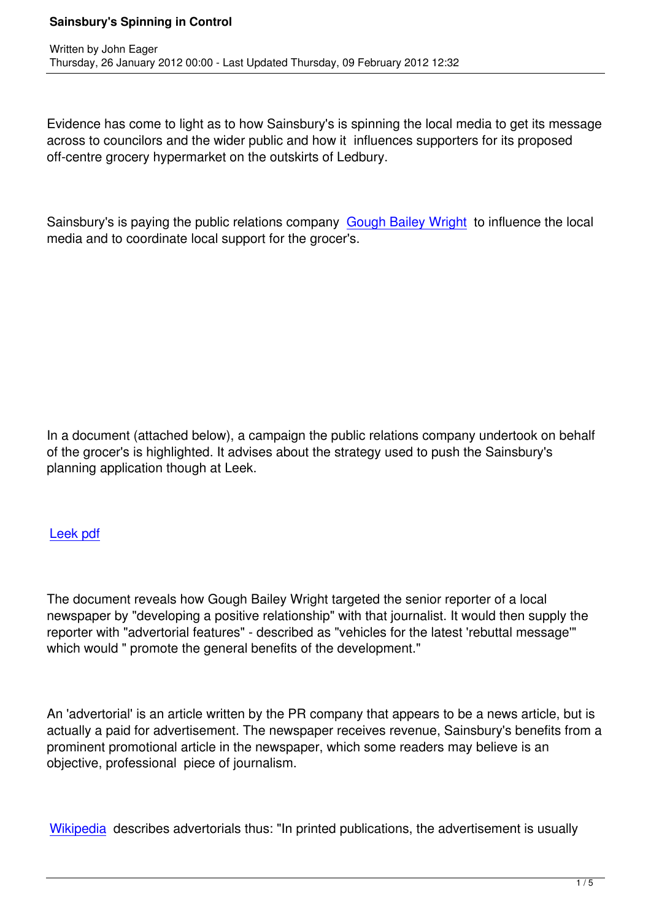Evidence has come to light as to how Sainsbury's is spinning the local media to get its message across to councilors and the wider public and how it influences supporters for its proposed off-centre grocery hypermarket on the outskirts of Ledbury.

Sainsbury's is paying the public relations company Gough Bailey Wright to influence the local media and to coordinate local support for the grocer's.

In a document (attached below), a campaign the public relations company undertook on behalf of the grocer's is highlighted. It advises about the strategy used to push the Sainsbury's planning application though at Leek.

Leek pdf

The document reveals how Gough Bailey Wright targeted the senior reporter of a local newspaper by "developing a positive relationship" with that journalist. It would then supply the reporter with "advertorial features" - described as "vehicles for the latest 'rebuttal message'" which would " promote the general benefits of the development."

An 'advertorial' is an article written by the PR company that appears to be a news article, but is actually a paid for advertisement. The newspaper receives revenue, Sainsbury's benefits from a prominent promotional article in the newspaper, which some readers may believe is an objective, professional piece of journalism.

Wikipedia describes advertorials thus: "In printed publications, the advertisement is usually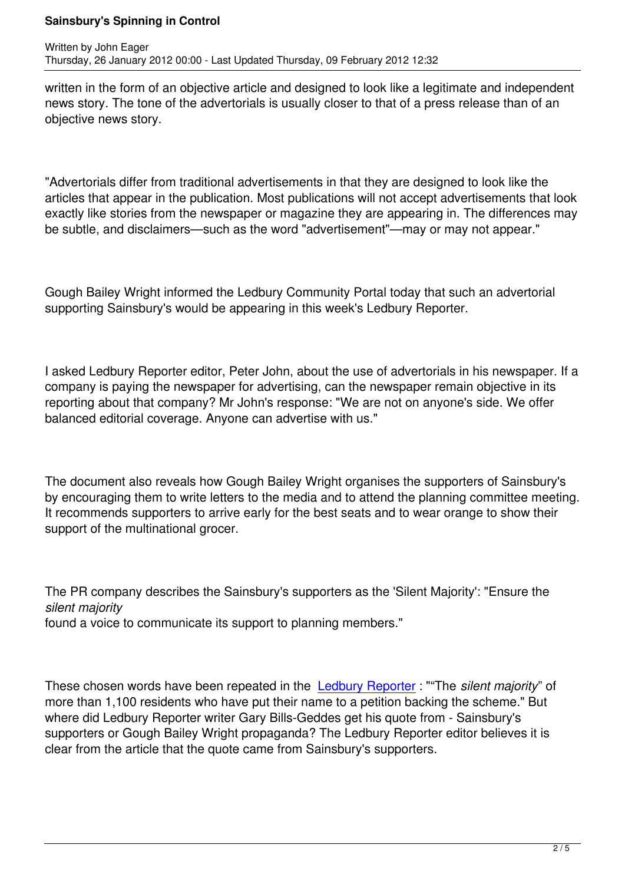written in the form of an objective article and designed to look like a legitimate and independent news story. The tone of the advertorials is usually closer to that of a press release than of an objective news story.

"Advertorials differ from traditional advertisements in that they are designed to look like the articles that appear in the publication. Most publications will not accept advertisements that look exactly like stories from the newspaper or magazine they are appearing in. The differences may be subtle, and disclaimers—such as the word "advertisement"—may or may not appear."

Gough Bailey Wright informed the Ledbury Community Portal today that such an advertorial supporting Sainsbury's would be appearing in this week's Ledbury Reporter.

I asked Ledbury Reporter editor, Peter John, about the use of advertorials in his newspaper. If a company is paying the newspaper for advertising, can the newspaper remain objective in its reporting about that company? Mr John's response: "We are not on anyone's side. We offer balanced editorial coverage. Anyone can advertise with us."

The document also reveals how Gough Bailey Wright organises the supporters of Sainsbury's by encouraging them to write letters to the media and to attend the planning committee meeting. It recommends supporters to arrive early for the best seats and to wear orange to show their support of the multinational grocer.

The PR company describes the Sainsbury's supporters as the 'Silent Majority': "Ensure the *silent majority* found a voice to communicate its support to planning members."

These chosen words have been repeated in the Ledbury Reporter : ""The *silent majority*" of more than 1,100 residents who have put their name to a petition backing the scheme." But where did Ledbury Reporter writer Gary Bills-Geddes get his quote from - Sainsbury's supporters or Gough Bailey Wright propaganda? The Ledbury Reporter editor believes it is clear from the article that the quote came from Sainsbury's supporters.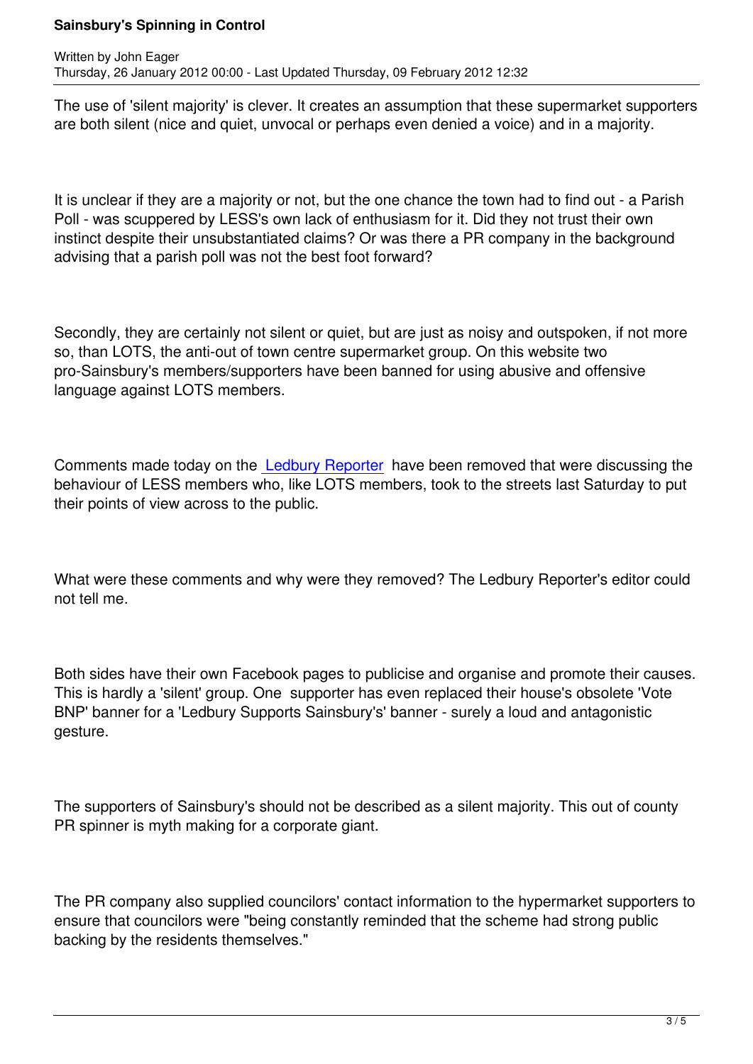The use of 'silent majority' is clever. It creates an assumption that these supermarket supporters are both silent (nice and quiet, unvocal or perhaps even denied a voice) and in a majority.

It is unclear if they are a majority or not, but the one chance the town had to find out - a Parish Poll - was scuppered by LESS's own lack of enthusiasm for it. Did they not trust their own instinct despite their unsubstantiated claims? Or was there a PR company in the background advising that a parish poll was not the best foot forward?

Secondly, they are certainly not silent or quiet, but are just as noisy and outspoken, if not more so, than LOTS, the anti-out of town centre supermarket group. On this website two pro-Sainsbury's members/supporters have been banned for using abusive and offensive language against LOTS members.

Comments made today on the Ledbury Reporter have been removed that were discussing the behaviour of LESS members who, like LOTS members, took to the streets last Saturday to put their points of view across to the public.

What were these comments and why were they removed? The Ledbury Reporter's editor could not tell me.

Both sides have their own Facebook pages to publicise and organise and promote their causes. This is hardly a 'silent' group. One supporter has even replaced their house's obsolete 'Vote BNP' banner for a 'Ledbury Supports Sainsbury's' banner - surely a loud and antagonistic gesture.

The supporters of Sainsbury's should not be described as a silent majority. This out of county PR spinner is myth making for a corporate giant.

The PR company also supplied councilors' contact information to the hypermarket supporters to ensure that councilors were "being constantly reminded that the scheme had strong public backing by the residents themselves."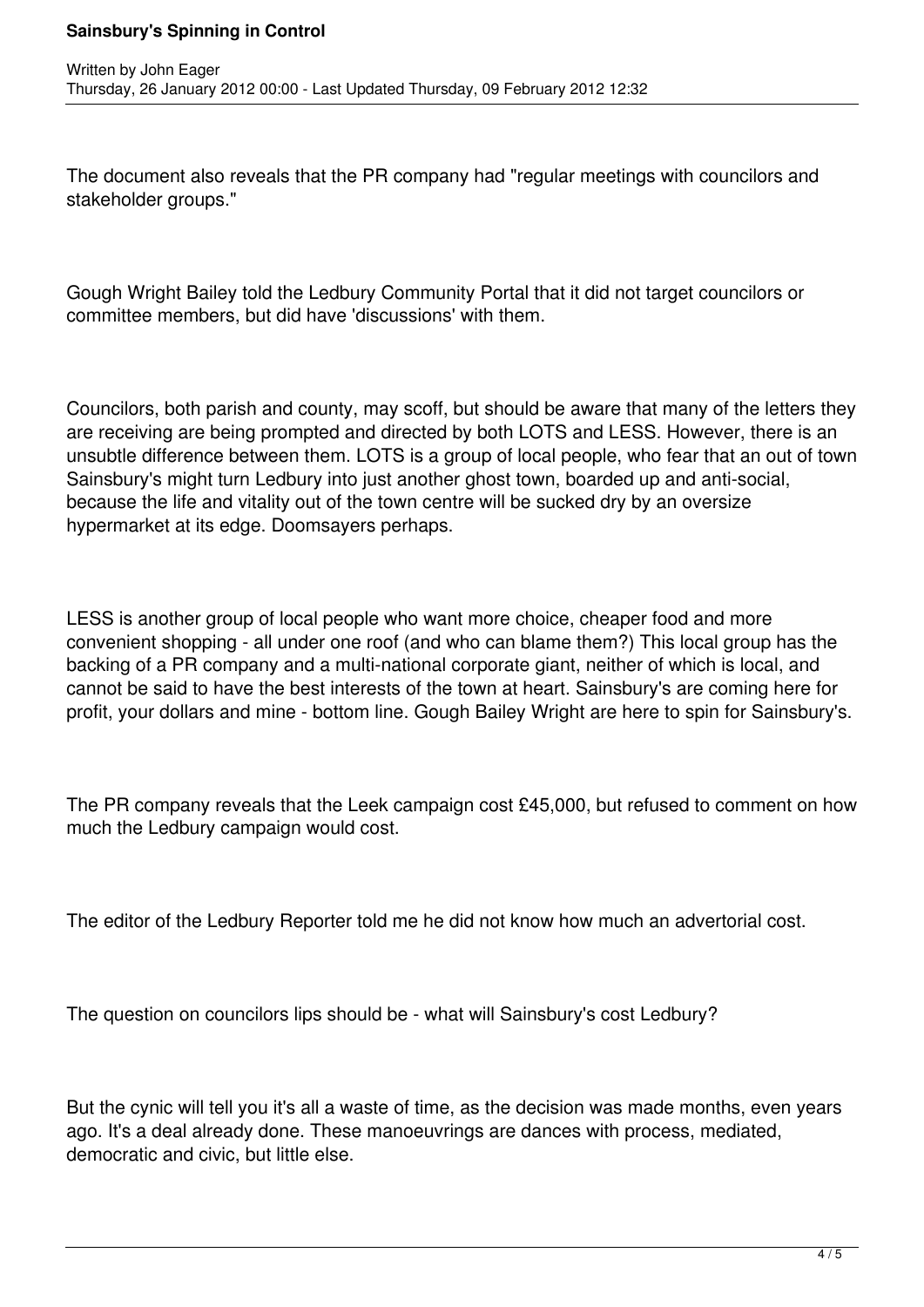The document also reveals that the PR company had "regular meetings with councilors and stakeholder groups."

Gough Wright Bailey told the Ledbury Community Portal that it did not target councilors or committee members, but did have 'discussions' with them.

Councilors, both parish and county, may scoff, but should be aware that many of the letters they are receiving are being prompted and directed by both LOTS and LESS. However, there is an unsubtle difference between them. LOTS is a group of local people, who fear that an out of town Sainsbury's might turn Ledbury into just another ghost town, boarded up and anti-social, because the life and vitality out of the town centre will be sucked dry by an oversize hypermarket at its edge. Doomsayers perhaps.

LESS is another group of local people who want more choice, cheaper food and more convenient shopping - all under one roof (and who can blame them?) This local group has the backing of a PR company and a multi-national corporate giant, neither of which is local, and cannot be said to have the best interests of the town at heart. Sainsbury's are coming here for profit, your dollars and mine - bottom line. Gough Bailey Wright are here to spin for Sainsbury's.

The PR company reveals that the Leek campaign cost £45,000, but refused to comment on how much the Ledbury campaign would cost.

The editor of the Ledbury Reporter told me he did not know how much an advertorial cost.

The question on councilors lips should be - what will Sainsbury's cost Ledbury?

But the cynic will tell you it's all a waste of time, as the decision was made months, even years ago. It's a deal already done. These manoeuvrings are dances with process, mediated, democratic and civic, but little else.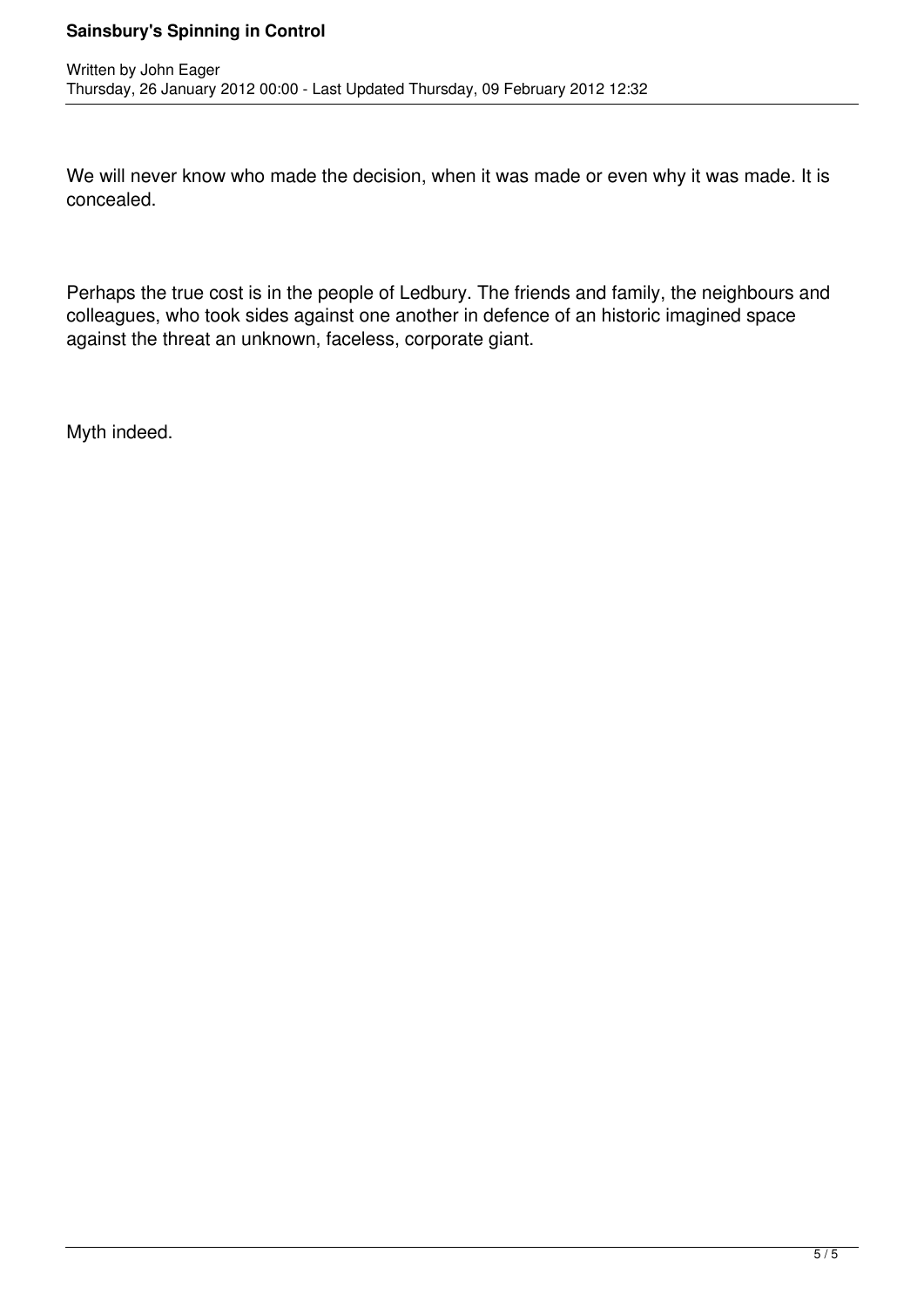We will never know who made the decision, when it was made or even why it was made. It is concealed.

Perhaps the true cost is in the people of Ledbury. The friends and family, the neighbours and colleagues, who took sides against one another in defence of an historic imagined space against the threat an unknown, faceless, corporate giant.

Myth indeed.